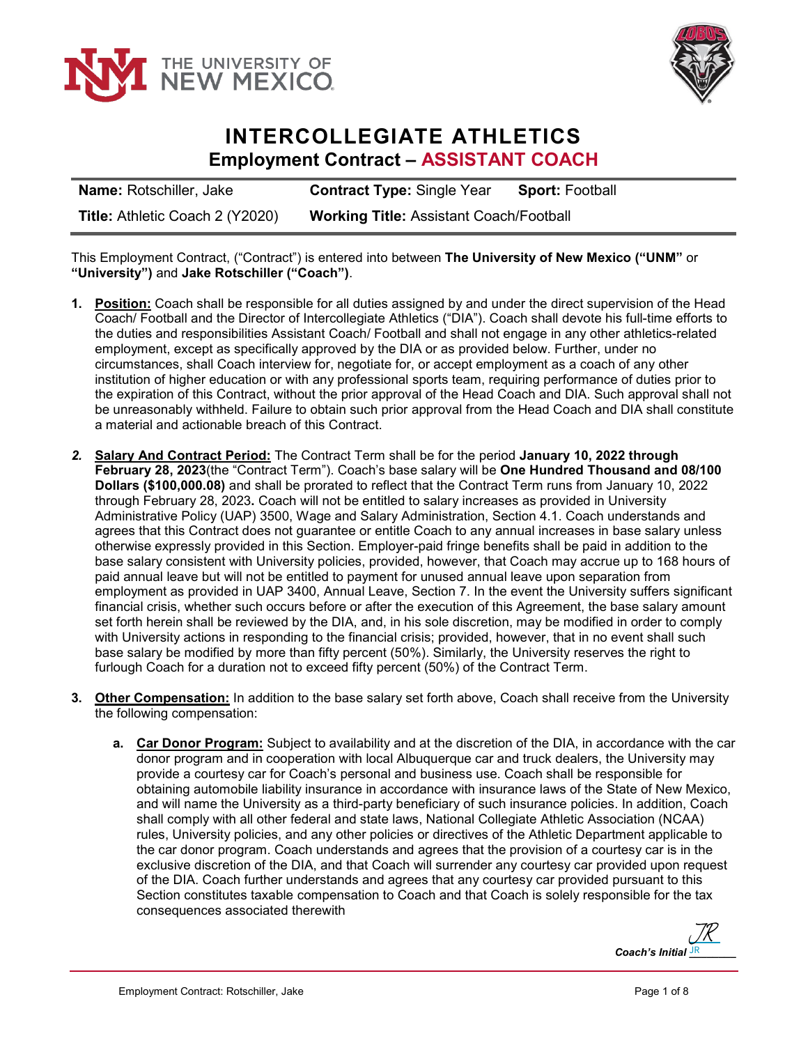# INTERCOLLEGIATE ATHLETICS

## Employment Contract – ASSISTANT COACH

| **Name:** Rotschiller, Jake | **Contract Type:** Single Year | **Sport:** Football |
| --- | --- | --- |
| **Title:** Athletic Coach 2 (Y2020) | **Working Title:** Assistant Coach/Football | |

This Employment Contract, ("Contract") is entered into between **The University of New Mexico ("UNM"** or **"University")** and **Jake Rotschiller ("Coach")**.

1. **Position:** Coach shall be responsible for all duties assigned by and under the direct supervision of the Head Coach/ Football and the Director of Intercollegiate Athletics ("DIA"). Coach shall devote his full-time efforts to the duties and responsibilities Assistant Coach/ Football and shall not engage in any other athletics-related employment, except as specifically approved by the DIA or as provided below. Further, under no circumstances, shall Coach interview for, negotiate for, or accept employment as a coach of any other institution of higher education or with any professional sports team, requiring performance of duties prior to the expiration of this Contract, without the prior approval of the Head Coach and DIA. Such approval shall not be unreasonably withheld. Failure to obtain such prior approval from the Head Coach and DIA shall constitute a material and actionable breach of this Contract.

2. **Salary And Contract Period:** The Contract Term shall be for the period **January 10, 2022 through February 28, 2023**(the "Contract Term"). Coach's base salary will be **One Hundred Thousand and 08/100 Dollars ($100,000.08)** and shall be prorated to reflect that the Contract Term runs from January 10, 2022 through February 28, 2023**.** Coach will not be entitled to salary increases as provided in University Administrative Policy (UAP) 3500, Wage and Salary Administration, Section 4.1. Coach understands and agrees that this Contract does not guarantee or entitle Coach to any annual increases in base salary unless otherwise expressly provided in this Section. Employer-paid fringe benefits shall be paid in addition to the base salary consistent with University policies, provided, however, that Coach may accrue up to 168 hours of paid annual leave but will not be entitled to payment for unused annual leave upon separation from employment as provided in UAP 3400, Annual Leave, Section 7. In the event the University suffers significant financial crisis, whether such occurs before or after the execution of this Agreement, the base salary amount set forth herein shall be reviewed by the DIA, and, in his sole discretion, may be modified in order to comply with University actions in responding to the financial crisis; provided, however, that in no event shall such base salary be modified by more than fifty percent (50%). Similarly, the University reserves the right to furlough Coach for a duration not to exceed fifty percent (50%) of the Contract Term.

3. **Other Compensation:** In addition to the base salary set forth above, Coach shall receive from the University the following compensation:

   a. **Car Donor Program:** Subject to availability and at the discretion of the DIA, in accordance with the car donor program and in cooperation with local Albuquerque car and truck dealers, the University may provide a courtesy car for Coach's personal and business use. Coach shall be responsible for obtaining automobile liability insurance in accordance with insurance laws of the State of New Mexico, and will name the University as a third-party beneficiary of such insurance policies. In addition, Coach shall comply with all other federal and state laws, National Collegiate Athletic Association (NCAA) rules, University policies, and any other policies or directives of the Athletic Department applicable to the car donor program. Coach understands and agrees that the provision of a courtesy car is in the exclusive discretion of the DIA, and that Coach will surrender any courtesy car provided upon request of the DIA. Coach further understands and agrees that any courtesy car provided pursuant to this Section constitutes taxable compensation to Coach and that Coach is solely responsible for the tax consequences associated therewith

*Coach's Initial* JR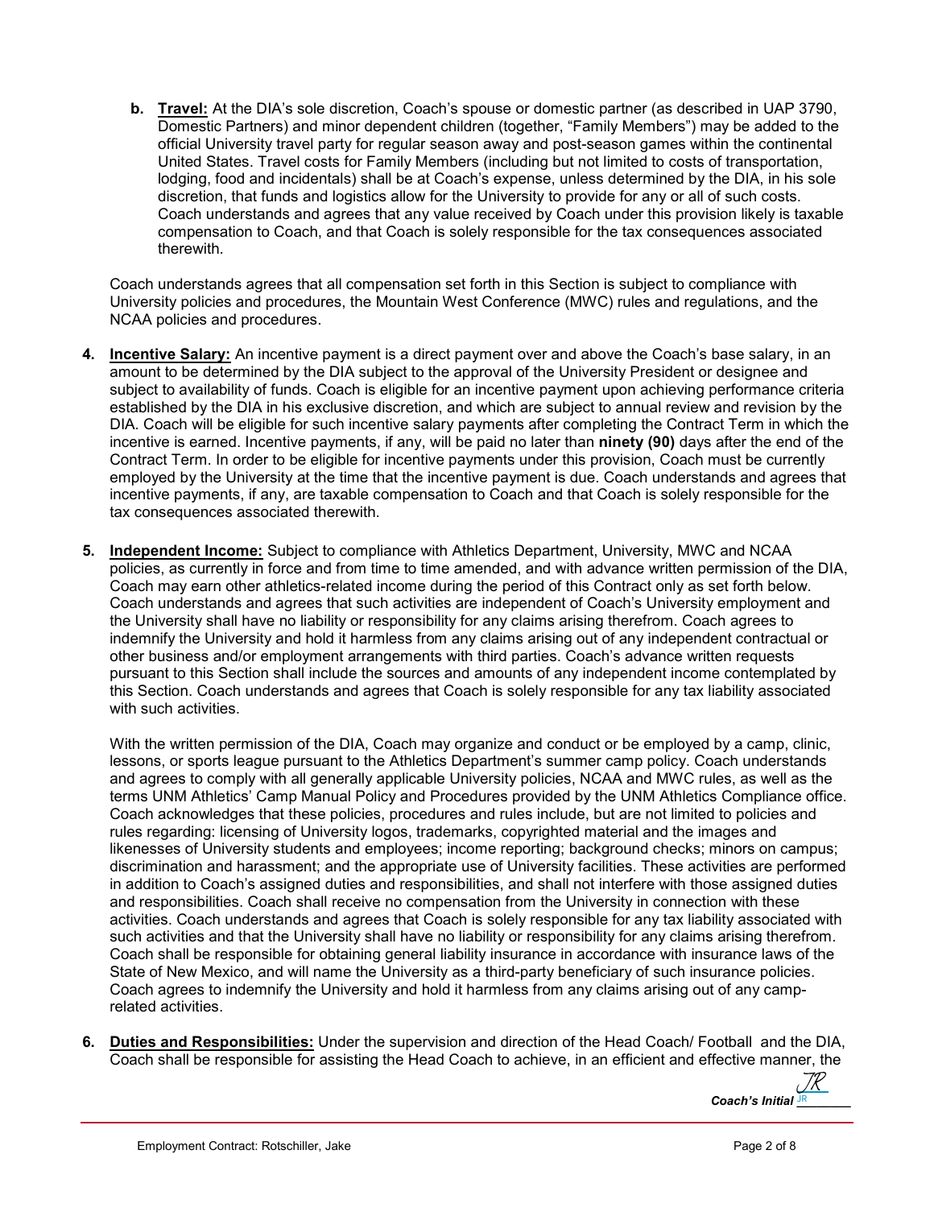b. **Travel:** At the DIA's sole discretion, Coach's spouse or domestic partner (as described in UAP 3790, Domestic Partners) and minor dependent children (together, "Family Members") may be added to the official University travel party for regular season away and post-season games within the continental United States. Travel costs for Family Members (including but not limited to costs of transportation, lodging, food and incidentals) shall be at Coach's expense, unless determined by the DIA, in his sole discretion, that funds and logistics allow for the University to provide for any or all of such costs. Coach understands and agrees that any value received by Coach under this provision likely is taxable compensation to Coach, and that Coach is solely responsible for the tax consequences associated therewith.

Coach understands agrees that all compensation set forth in this Section is subject to compliance with University policies and procedures, the Mountain West Conference (MWC) rules and regulations, and the NCAA policies and procedures.

4. **Incentive Salary:** An incentive payment is a direct payment over and above the Coach's base salary, in an amount to be determined by the DIA subject to the approval of the University President or designee and subject to availability of funds. Coach is eligible for an incentive payment upon achieving performance criteria established by the DIA in his exclusive discretion, and which are subject to annual review and revision by the DIA. Coach will be eligible for such incentive salary payments after completing the Contract Term in which the incentive is earned. Incentive payments, if any, will be paid no later than **ninety (90)** days after the end of the Contract Term. In order to be eligible for incentive payments under this provision, Coach must be currently employed by the University at the time that the incentive payment is due. Coach understands and agrees that incentive payments, if any, are taxable compensation to Coach and that Coach is solely responsible for the tax consequences associated therewith.

5. **Independent Income:** Subject to compliance with Athletics Department, University, MWC and NCAA policies, as currently in force and from time to time amended, and with advance written permission of the DIA, Coach may earn other athletics-related income during the period of this Contract only as set forth below. Coach understands and agrees that such activities are independent of Coach's University employment and the University shall have no liability or responsibility for any claims arising therefrom. Coach agrees to indemnify the University and hold it harmless from any claims arising out of any independent contractual or other business and/or employment arrangements with third parties. Coach's advance written requests pursuant to this Section shall include the sources and amounts of any independent income contemplated by this Section. Coach understands and agrees that Coach is solely responsible for any tax liability associated with such activities.

   With the written permission of the DIA, Coach may organize and conduct or be employed by a camp, clinic, lessons, or sports league pursuant to the Athletics Department's summer camp policy. Coach understands and agrees to comply with all generally applicable University policies, NCAA and MWC rules, as well as the terms UNM Athletics' Camp Manual Policy and Procedures provided by the UNM Athletics Compliance office. Coach acknowledges that these policies, procedures and rules include, but are not limited to policies and rules regarding: licensing of University logos, trademarks, copyrighted material and the images and likenesses of University students and employees; income reporting; background checks; minors on campus; discrimination and harassment; and the appropriate use of University facilities. These activities are performed in addition to Coach's assigned duties and responsibilities, and shall not interfere with those assigned duties and responsibilities. Coach shall receive no compensation from the University in connection with these activities. Coach understands and agrees that Coach is solely responsible for any tax liability associated with such activities and that the University shall have no liability or responsibility for any claims arising therefrom. Coach shall be responsible for obtaining general liability insurance in accordance with insurance laws of the State of New Mexico, and will name the University as a third-party beneficiary of such insurance policies. Coach agrees to indemnify the University and hold it harmless from any claims arising out of any camp-related activities.

6. **Duties and Responsibilities:** Under the supervision and direction of the Head Coach/ Football and the DIA, Coach shall be responsible for assisting the Head Coach to achieve, in an efficient and effective manner, the

*Coach's Initial* JR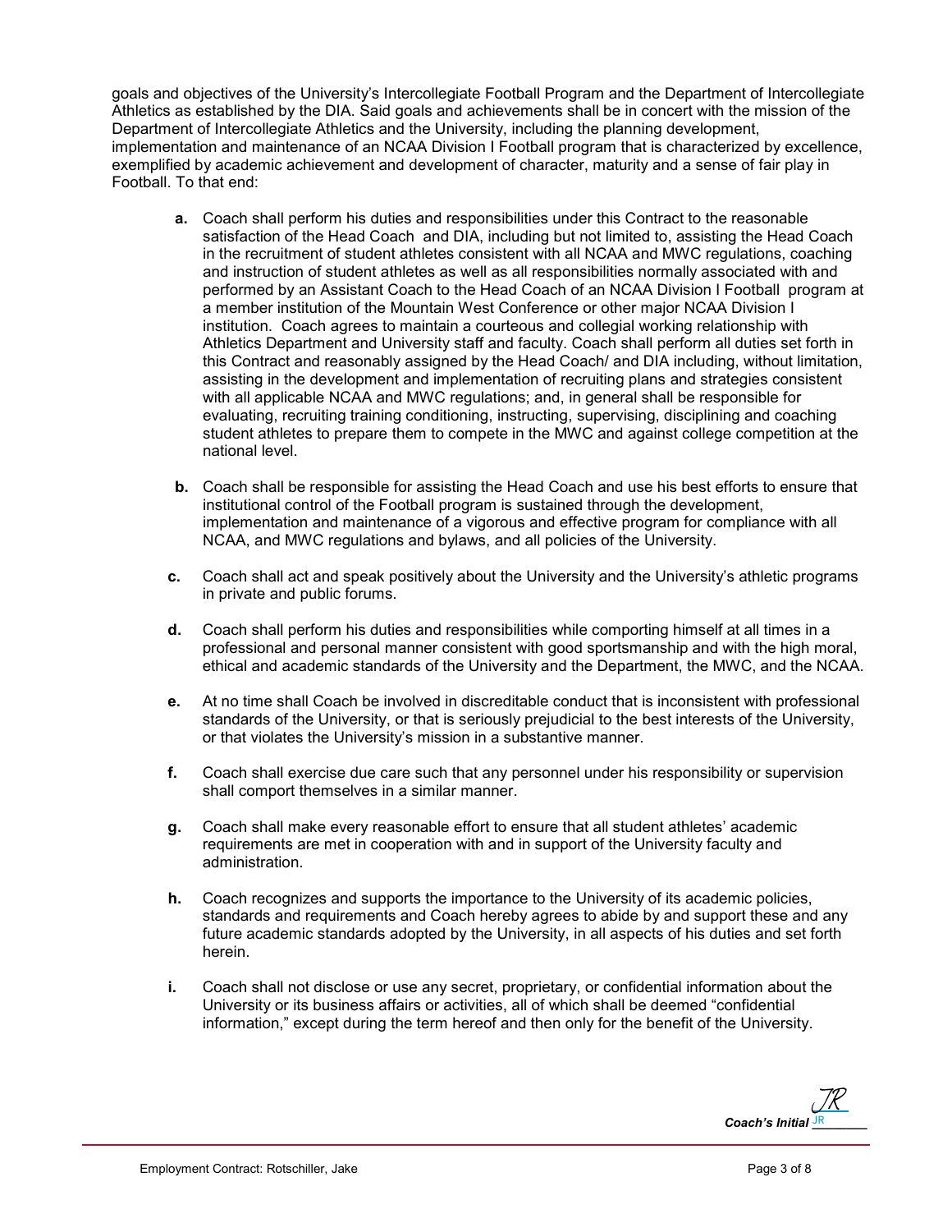goals and objectives of the University's Intercollegiate Football Program and the Department of Intercollegiate Athletics as established by the DIA. Said goals and achievements shall be in concert with the mission of the Department of Intercollegiate Athletics and the University, including the planning development, implementation and maintenance of an NCAA Division I Football program that is characterized by excellence, exemplified by academic achievement and development of character, maturity and a sense of fair play in Football. To that end:

- **a.** Coach shall perform his duties and responsibilities under this Contract to the reasonable satisfaction of the Head Coach and DIA, including but not limited to, assisting the Head Coach in the recruitment of student athletes consistent with all NCAA and MWC regulations, coaching and instruction of student athletes as well as all responsibilities normally associated with and performed by an Assistant Coach to the Head Coach of an NCAA Division I Football program at a member institution of the Mountain West Conference or other major NCAA Division I institution. Coach agrees to maintain a courteous and collegial working relationship with Athletics Department and University staff and faculty. Coach shall perform all duties set forth in this Contract and reasonably assigned by the Head Coach/ and DIA including, without limitation, assisting in the development and implementation of recruiting plans and strategies consistent with all applicable NCAA and MWC regulations; and, in general shall be responsible for evaluating, recruiting training conditioning, instructing, supervising, disciplining and coaching student athletes to prepare them to compete in the MWC and against college competition at the national level.

- **b.** Coach shall be responsible for assisting the Head Coach and use his best efforts to ensure that institutional control of the Football program is sustained through the development, implementation and maintenance of a vigorous and effective program for compliance with all NCAA, and MWC regulations and bylaws, and all policies of the University.

- **c.** Coach shall act and speak positively about the University and the University's athletic programs in private and public forums.

- **d.** Coach shall perform his duties and responsibilities while comporting himself at all times in a professional and personal manner consistent with good sportsmanship and with the high moral, ethical and academic standards of the University and the Department, the MWC, and the NCAA.

- **e.** At no time shall Coach be involved in discreditable conduct that is inconsistent with professional standards of the University, or that is seriously prejudicial to the best interests of the University, or that violates the University's mission in a substantive manner.

- **f.** Coach shall exercise due care such that any personnel under his responsibility or supervision shall comport themselves in a similar manner.

- **g.** Coach shall make every reasonable effort to ensure that all student athletes' academic requirements are met in cooperation with and in support of the University faculty and administration.

- **h.** Coach recognizes and supports the importance to the University of its academic policies, standards and requirements and Coach hereby agrees to abide by and support these and any future academic standards adopted by the University, in all aspects of his duties and set forth herein.

- **i.** Coach shall not disclose or use any secret, proprietary, or confidential information about the University or its business affairs or activities, all of which shall be deemed "confidential information," except during the term hereof and then only for the benefit of the University.

*Coach's Initial* JR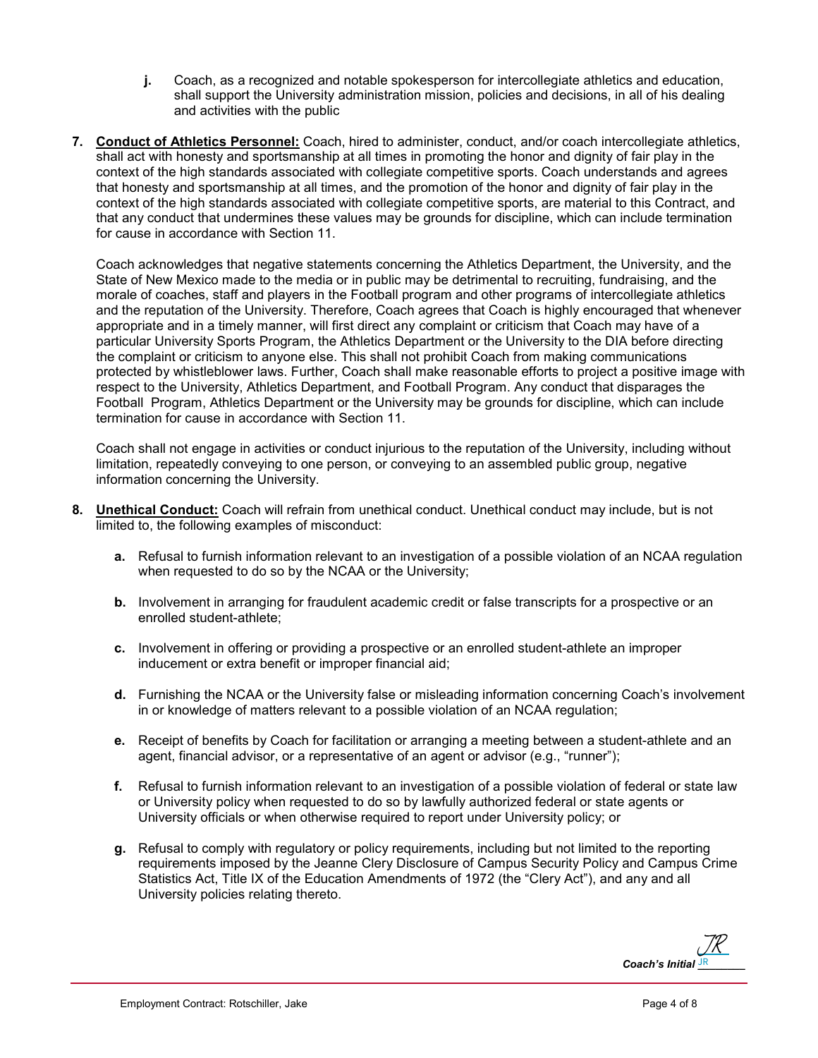**j.** Coach, as a recognized and notable spokesperson for intercollegiate athletics and education, shall support the University administration mission, policies and decisions, in all of his dealing and activities with the public

**7. Conduct of Athletics Personnel:** Coach, hired to administer, conduct, and/or coach intercollegiate athletics, shall act with honesty and sportsmanship at all times in promoting the honor and dignity of fair play in the context of the high standards associated with collegiate competitive sports. Coach understands and agrees that honesty and sportsmanship at all times, and the promotion of the honor and dignity of fair play in the context of the high standards associated with collegiate competitive sports, are material to this Contract, and that any conduct that undermines these values may be grounds for discipline, which can include termination for cause in accordance with Section 11.

Coach acknowledges that negative statements concerning the Athletics Department, the University, and the State of New Mexico made to the media or in public may be detrimental to recruiting, fundraising, and the morale of coaches, staff and players in the Football program and other programs of intercollegiate athletics and the reputation of the University. Therefore, Coach agrees that Coach is highly encouraged that whenever appropriate and in a timely manner, will first direct any complaint or criticism that Coach may have of a particular University Sports Program, the Athletics Department or the University to the DIA before directing the complaint or criticism to anyone else. This shall not prohibit Coach from making communications protected by whistleblower laws. Further, Coach shall make reasonable efforts to project a positive image with respect to the University, Athletics Department, and Football Program. Any conduct that disparages the Football Program, Athletics Department or the University may be grounds for discipline, which can include termination for cause in accordance with Section 11.

Coach shall not engage in activities or conduct injurious to the reputation of the University, including without limitation, repeatedly conveying to one person, or conveying to an assembled public group, negative information concerning the University.

**8. Unethical Conduct:** Coach will refrain from unethical conduct. Unethical conduct may include, but is not limited to, the following examples of misconduct:

**a.** Refusal to furnish information relevant to an investigation of a possible violation of an NCAA regulation when requested to do so by the NCAA or the University;

**b.** Involvement in arranging for fraudulent academic credit or false transcripts for a prospective or an enrolled student-athlete;

**c.** Involvement in offering or providing a prospective or an enrolled student-athlete an improper inducement or extra benefit or improper financial aid;

**d.** Furnishing the NCAA or the University false or misleading information concerning Coach's involvement in or knowledge of matters relevant to a possible violation of an NCAA regulation;

**e.** Receipt of benefits by Coach for facilitation or arranging a meeting between a student-athlete and an agent, financial advisor, or a representative of an agent or advisor (e.g., "runner");

**f.** Refusal to furnish information relevant to an investigation of a possible violation of federal or state law or University policy when requested to do so by lawfully authorized federal or state agents or University officials or when otherwise required to report under University policy; or

**g.** Refusal to comply with regulatory or policy requirements, including but not limited to the reporting requirements imposed by the Jeanne Clery Disclosure of Campus Security Policy and Campus Crime Statistics Act, Title IX of the Education Amendments of 1972 (the "Clery Act"), and any and all University policies relating thereto.

*Coach's Initial* JR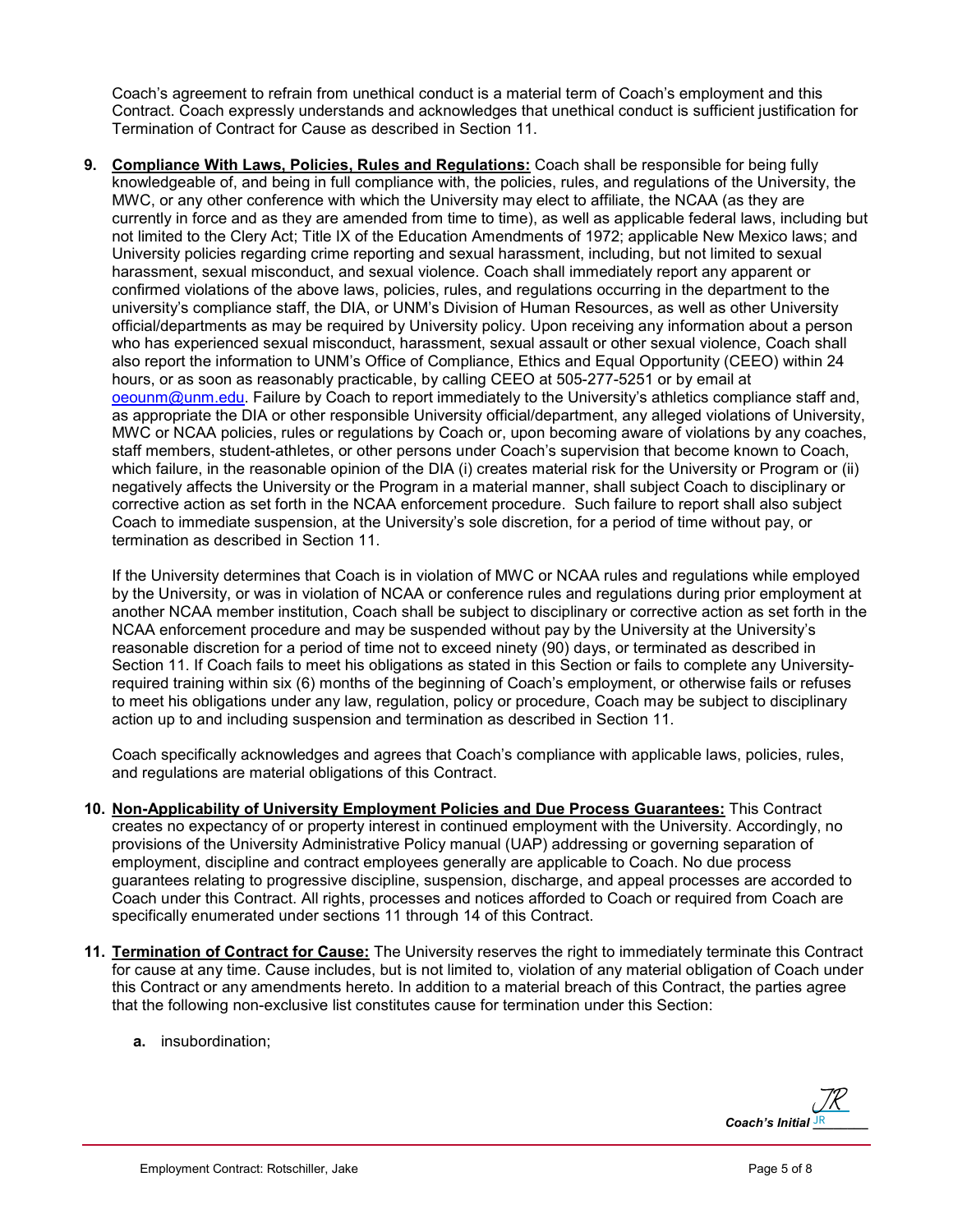Coach's agreement to refrain from unethical conduct is a material term of Coach's employment and this Contract. Coach expressly understands and acknowledges that unethical conduct is sufficient justification for Termination of Contract for Cause as described in Section 11.

**9. Compliance With Laws, Policies, Rules and Regulations:** Coach shall be responsible for being fully knowledgeable of, and being in full compliance with, the policies, rules, and regulations of the University, the MWC, or any other conference with which the University may elect to affiliate, the NCAA (as they are currently in force and as they are amended from time to time), as well as applicable federal laws, including but not limited to the Clery Act; Title IX of the Education Amendments of 1972; applicable New Mexico laws; and University policies regarding crime reporting and sexual harassment, including, but not limited to sexual harassment, sexual misconduct, and sexual violence. Coach shall immediately report any apparent or confirmed violations of the above laws, policies, rules, and regulations occurring in the department to the university's compliance staff, the DIA, or UNM's Division of Human Resources, as well as other University official/departments as may be required by University policy. Upon receiving any information about a person who has experienced sexual misconduct, harassment, sexual assault or other sexual violence, Coach shall also report the information to UNM's Office of Compliance, Ethics and Equal Opportunity (CEEO) within 24 hours, or as soon as reasonably practicable, by calling CEEO at 505-277-5251 or by email at oeounm@unm.edu. Failure by Coach to report immediately to the University's athletics compliance staff and, as appropriate the DIA or other responsible University official/department, any alleged violations of University, MWC or NCAA policies, rules or regulations by Coach or, upon becoming aware of violations by any coaches, staff members, student-athletes, or other persons under Coach's supervision that become known to Coach, which failure, in the reasonable opinion of the DIA (i) creates material risk for the University or Program or (ii) negatively affects the University or the Program in a material manner, shall subject Coach to disciplinary or corrective action as set forth in the NCAA enforcement procedure. Such failure to report shall also subject Coach to immediate suspension, at the University's sole discretion, for a period of time without pay, or termination as described in Section 11.

If the University determines that Coach is in violation of MWC or NCAA rules and regulations while employed by the University, or was in violation of NCAA or conference rules and regulations during prior employment at another NCAA member institution, Coach shall be subject to disciplinary or corrective action as set forth in the NCAA enforcement procedure and may be suspended without pay by the University at the University's reasonable discretion for a period of time not to exceed ninety (90) days, or terminated as described in Section 11. If Coach fails to meet his obligations as stated in this Section or fails to complete any University-required training within six (6) months of the beginning of Coach's employment, or otherwise fails or refuses to meet his obligations under any law, regulation, policy or procedure, Coach may be subject to disciplinary action up to and including suspension and termination as described in Section 11.

Coach specifically acknowledges and agrees that Coach's compliance with applicable laws, policies, rules, and regulations are material obligations of this Contract.

**10. Non-Applicability of University Employment Policies and Due Process Guarantees:** This Contract creates no expectancy of or property interest in continued employment with the University. Accordingly, no provisions of the University Administrative Policy manual (UAP) addressing or governing separation of employment, discipline and contract employees generally are applicable to Coach. No due process guarantees relating to progressive discipline, suspension, discharge, and appeal processes are accorded to Coach under this Contract. All rights, processes and notices afforded to Coach or required from Coach are specifically enumerated under sections 11 through 14 of this Contract.

**11. Termination of Contract for Cause:** The University reserves the right to immediately terminate this Contract for cause at any time. Cause includes, but is not limited to, violation of any material obligation of Coach under this Contract or any amendments hereto. In addition to a material breach of this Contract, the parties agree that the following non-exclusive list constitutes cause for termination under this Section:

a. insubordination;

*Coach's Initial* JR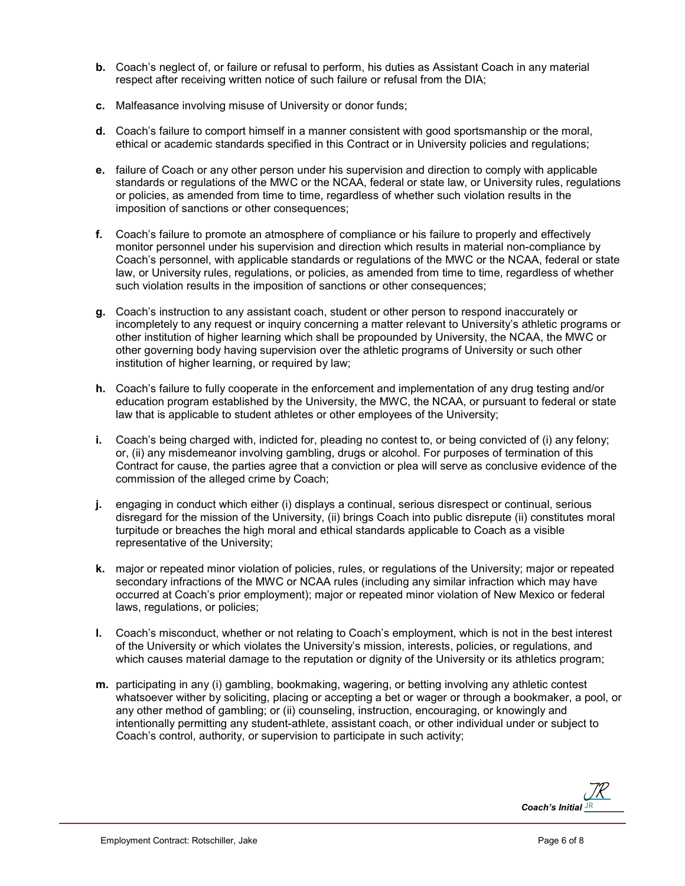**b.** Coach's neglect of, or failure or refusal to perform, his duties as Assistant Coach in any material respect after receiving written notice of such failure or refusal from the DIA;

**c.** Malfeasance involving misuse of University or donor funds;

**d.** Coach's failure to comport himself in a manner consistent with good sportsmanship or the moral, ethical or academic standards specified in this Contract or in University policies and regulations;

**e.** failure of Coach or any other person under his supervision and direction to comply with applicable standards or regulations of the MWC or the NCAA, federal or state law, or University rules, regulations or policies, as amended from time to time, regardless of whether such violation results in the imposition of sanctions or other consequences;

**f.** Coach's failure to promote an atmosphere of compliance or his failure to properly and effectively monitor personnel under his supervision and direction which results in material non-compliance by Coach's personnel, with applicable standards or regulations of the MWC or the NCAA, federal or state law, or University rules, regulations, or policies, as amended from time to time, regardless of whether such violation results in the imposition of sanctions or other consequences;

**g.** Coach's instruction to any assistant coach, student or other person to respond inaccurately or incompletely to any request or inquiry concerning a matter relevant to University's athletic programs or other institution of higher learning which shall be propounded by University, the NCAA, the MWC or other governing body having supervision over the athletic programs of University or such other institution of higher learning, or required by law;

**h.** Coach's failure to fully cooperate in the enforcement and implementation of any drug testing and/or education program established by the University, the MWC, the NCAA, or pursuant to federal or state law that is applicable to student athletes or other employees of the University;

**i.** Coach's being charged with, indicted for, pleading no contest to, or being convicted of (i) any felony; or, (ii) any misdemeanor involving gambling, drugs or alcohol. For purposes of termination of this Contract for cause, the parties agree that a conviction or plea will serve as conclusive evidence of the commission of the alleged crime by Coach;

**j.** engaging in conduct which either (i) displays a continual, serious disrespect or continual, serious disregard for the mission of the University, (ii) brings Coach into public disrepute (ii) constitutes moral turpitude or breaches the high moral and ethical standards applicable to Coach as a visible representative of the University;

**k.** major or repeated minor violation of policies, rules, or regulations of the University; major or repeated secondary infractions of the MWC or NCAA rules (including any similar infraction which may have occurred at Coach's prior employment); major or repeated minor violation of New Mexico or federal laws, regulations, or policies;

**l.** Coach's misconduct, whether or not relating to Coach's employment, which is not in the best interest of the University or which violates the University's mission, interests, policies, or regulations, and which causes material damage to the reputation or dignity of the University or its athletics program;

**m.** participating in any (i) gambling, bookmaking, wagering, or betting involving any athletic contest whatsoever wither by soliciting, placing or accepting a bet or wager or through a bookmaker, a pool, or any other method of gambling; or (ii) counseling, instruction, encouraging, or knowingly and intentionally permitting any student-athlete, assistant coach, or other individual under or subject to Coach's control, authority, or supervision to participate in such activity;

*Coach's Initial* JR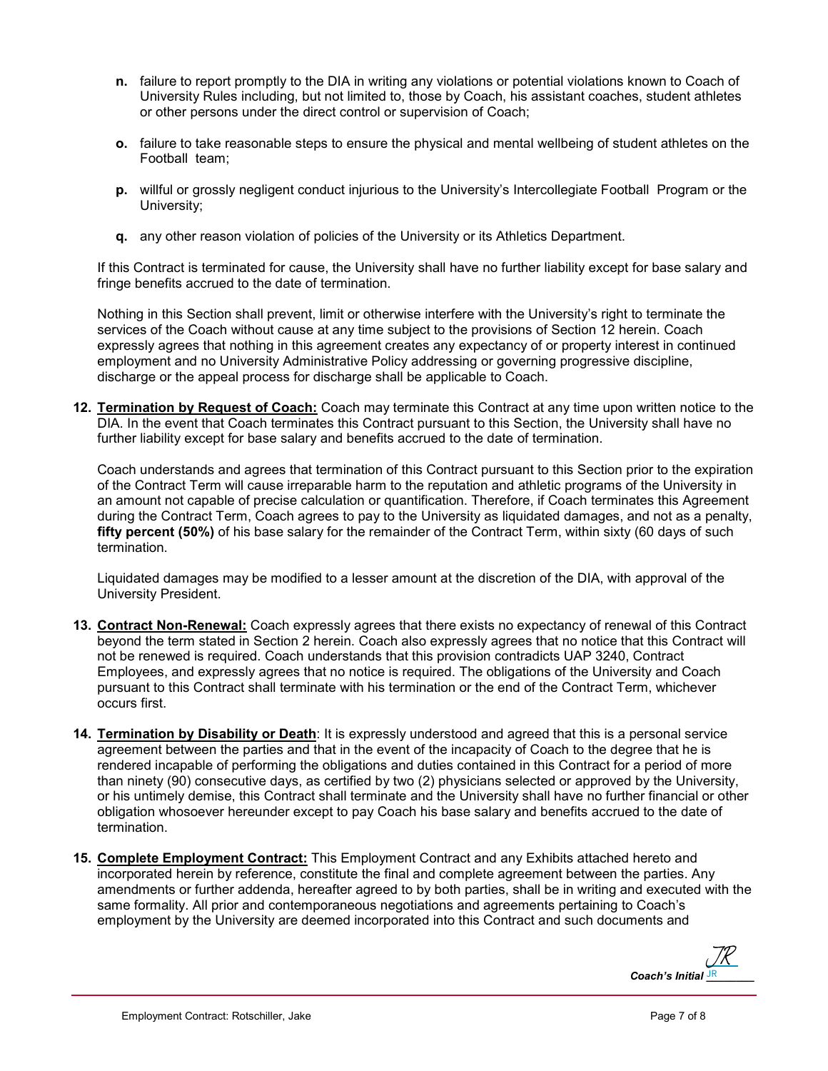- **n.** failure to report promptly to the DIA in writing any violations or potential violations known to Coach of University Rules including, but not limited to, those by Coach, his assistant coaches, student athletes or other persons under the direct control or supervision of Coach;

- **o.** failure to take reasonable steps to ensure the physical and mental wellbeing of student athletes on the Football team;

- **p.** willful or grossly negligent conduct injurious to the University's Intercollegiate Football Program or the University;

- **q.** any other reason violation of policies of the University or its Athletics Department.

If this Contract is terminated for cause, the University shall have no further liability except for base salary and fringe benefits accrued to the date of termination.

Nothing in this Section shall prevent, limit or otherwise interfere with the University's right to terminate the services of the Coach without cause at any time subject to the provisions of Section 12 herein. Coach expressly agrees that nothing in this agreement creates any expectancy of or property interest in continued employment and no University Administrative Policy addressing or governing progressive discipline, discharge or the appeal process for discharge shall be applicable to Coach.

**12. <u>Termination by Request of Coach:</u>** Coach may terminate this Contract at any time upon written notice to the DIA. In the event that Coach terminates this Contract pursuant to this Section, the University shall have no further liability except for base salary and benefits accrued to the date of termination.

Coach understands and agrees that termination of this Contract pursuant to this Section prior to the expiration of the Contract Term will cause irreparable harm to the reputation and athletic programs of the University in an amount not capable of precise calculation or quantification. Therefore, if Coach terminates this Agreement during the Contract Term, Coach agrees to pay to the University as liquidated damages, and not as a penalty, **fifty percent (50%)** of his base salary for the remainder of the Contract Term, within sixty (60 days of such termination.

Liquidated damages may be modified to a lesser amount at the discretion of the DIA, with approval of the University President.

**13. <u>Contract Non-Renewal:</u>** Coach expressly agrees that there exists no expectancy of renewal of this Contract beyond the term stated in Section 2 herein. Coach also expressly agrees that no notice that this Contract will not be renewed is required. Coach understands that this provision contradicts UAP 3240, Contract Employees, and expressly agrees that no notice is required. The obligations of the University and Coach pursuant to this Contract shall terminate with his termination or the end of the Contract Term, whichever occurs first.

**14. <u>Termination by Disability or Death</u>**: It is expressly understood and agreed that this is a personal service agreement between the parties and that in the event of the incapacity of Coach to the degree that he is rendered incapable of performing the obligations and duties contained in this Contract for a period of more than ninety (90) consecutive days, as certified by two (2) physicians selected or approved by the University, or his untimely demise, this Contract shall terminate and the University shall have no further financial or other obligation whosoever hereunder except to pay Coach his base salary and benefits accrued to the date of termination.

**15. <u>Complete Employment Contract:</u>** This Employment Contract and any Exhibits attached hereto and incorporated herein by reference, constitute the final and complete agreement between the parties. Any amendments or further addenda, hereafter agreed to by both parties, shall be in writing and executed with the same formality. All prior and contemporaneous negotiations and agreements pertaining to Coach's employment by the University are deemed incorporated into this Contract and such documents and

*Coach's Initial* JR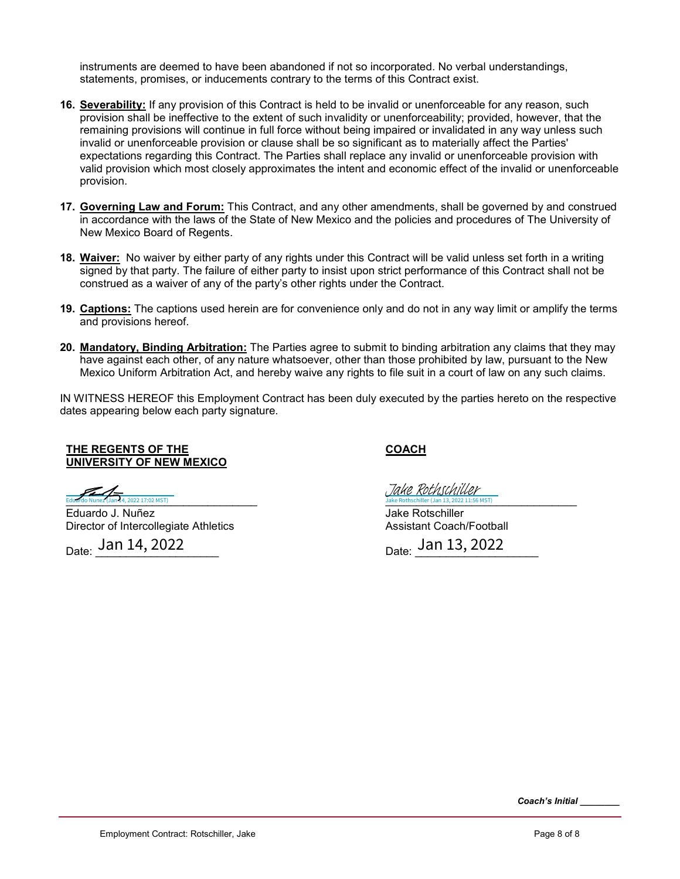instruments are deemed to have been abandoned if not so incorporated. No verbal understandings, statements, promises, or inducements contrary to the terms of this Contract exist.

16. **Severability:** If any provision of this Contract is held to be invalid or unenforceable for any reason, such provision shall be ineffective to the extent of such invalidity or unenforceability; provided, however, that the remaining provisions will continue in full force without being impaired or invalidated in any way unless such invalid or unenforceable provision or clause shall be so significant as to materially affect the Parties' expectations regarding this Contract. The Parties shall replace any invalid or unenforceable provision with valid provision which most closely approximates the intent and economic effect of the invalid or unenforceable provision.

17. **Governing Law and Forum:** This Contract, and any other amendments, shall be governed by and construed in accordance with the laws of the State of New Mexico and the policies and procedures of The University of New Mexico Board of Regents.

18. **Waiver:** No waiver by either party of any rights under this Contract will be valid unless set forth in a writing signed by that party. The failure of either party to insist upon strict performance of this Contract shall not be construed as a waiver of any of the party's other rights under the Contract.

19. **Captions:** The captions used herein are for convenience only and do not in any way limit or amplify the terms and provisions hereof.

20. **Mandatory, Binding Arbitration:** The Parties agree to submit to binding arbitration any claims that they may have against each other, of any nature whatsoever, other than those prohibited by law, pursuant to the New Mexico Uniform Arbitration Act, and hereby waive any rights to file suit in a court of law on any such claims.

IN WITNESS HEREOF this Employment Contract has been duly executed by the parties hereto on the respective dates appearing below each party signature.

**THE REGENTS OF THE UNIVERSITY OF NEW MEXICO**

Eduardo Nunez (Jan 14, 2022 17:02 MST)

Eduardo J. Nuñez
Director of Intercollegiate Athletics

Date: Jan 14, 2022

**COACH**

Jake Rothschiller
Jake Rothschiller (Jan 13, 2022 11:56 MST)

Jake Rotschiller
Assistant Coach/Football

Date: Jan 13, 2022

***Coach's Initial*** ________